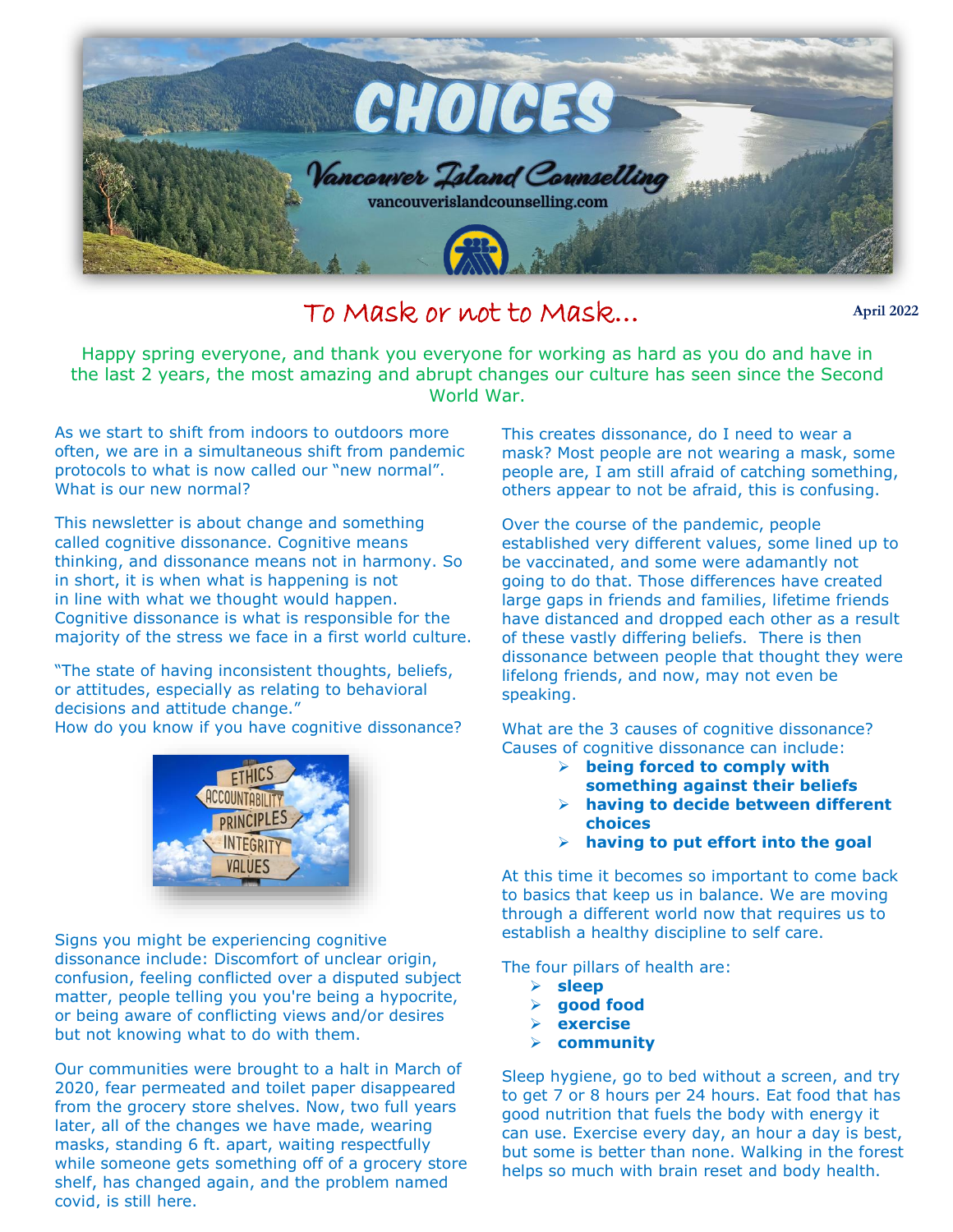# CHOICES

Vancouver Island Counselling

vancouverislandcounselling.com

## To Mask or not to Mask...

April 2022

Happy spring everyone, and thank you everyone for working as hard as you do and have in the last 2 years, the most amazing and abrupt changes our culture has seen since the Second World War.

As we start to shift from indoors to outdoors more often, we are in a simultaneous shift from pandemic protocols to what is now called our "new normal". What is our new normal?

This newsletter is about change and something called cognitive dissonance. Cognitive means thinking, and dissonance means not in harmony. So in short, it is when what is happening is not in line with what we thought would happen. Cognitive dissonance is what is responsible for the majority of the stress we face in a first world culture.

"The state of having inconsistent thoughts, beliefs, or attitudes, especially as relating to behavioral decisions and attitude change."

How do you know if you have cognitive dissonance?

Signs you might be experiencing cognitive dissonance include: Discomfort of unclear origin, confusion, feeling conflicted over a disputed subject matter, people telling you you're being a hypocrite, or being aware of conflicting views and/or desires but not knowing what to do with them.

Our communities were brought to a halt in March of 2020, fear permeated and toilet paper disappeared from the grocery store shelves. Now, two full years later, all of the changes we have made, wearing masks, standing 6 ft. apart, waiting respectfully while someone gets something off of a grocery store shelf, has changed again, and the problem named covid, is still here.

This creates dissonance, do I need to wear a mask? Most people are not wearing a mask, some people are, I am still afraid of catching something, others appear to not be afraid, this is confusing.

Over the course of the pandemic, people established very different values, some lined up to be vaccinated, and some were adamantly not going to do that. Those differences have created large gaps in friends and families, lifetime friends have distanced and dropped each other as a result of these vastly differing beliefs. There is then dissonance between people that thought they were lifelong friends, and now, may not even be speaking.

What are the 3 causes of cognitive dissonance?
Causes of cognitive dissonance can include:

- **being forced to comply with something against their beliefs**
- **having to decide between different choices**
- **having to put effort into the goal**

At this time it becomes so important to come back to basics that keep us in balance. We are moving through a different world now that requires us to establish a healthy discipline to self care.

The four pillars of health are:

- **sleep**
- **good food**
- **exercise**
- **community**

Sleep hygiene, go to bed without a screen, and try to get 7 or 8 hours per 24 hours. Eat food that has good nutrition that fuels the body with energy it can use. Exercise every day, an hour a day is best, but some is better than none. Walking in the forest helps so much with brain reset and body health.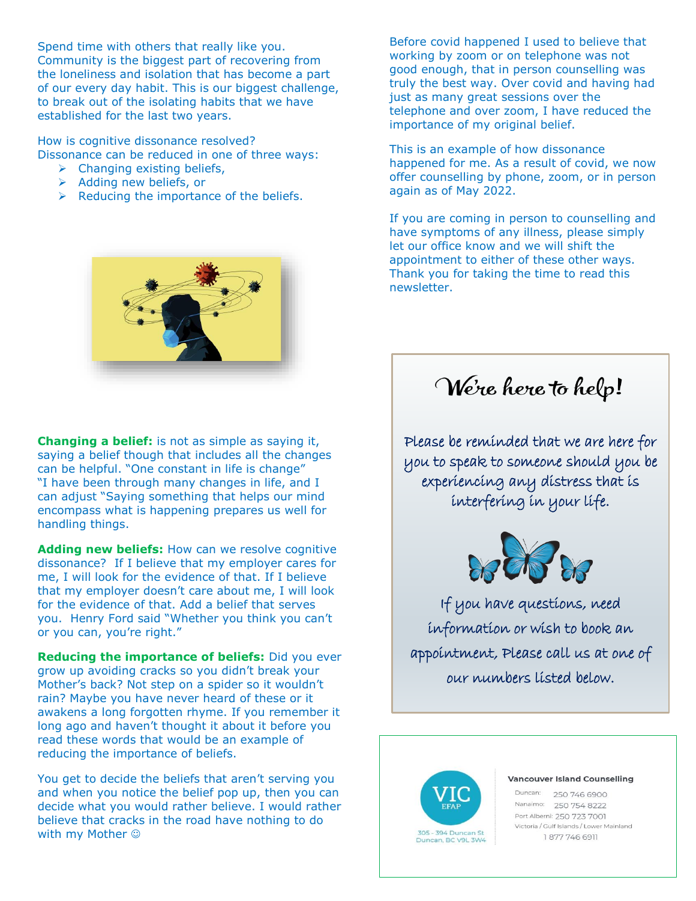Spend time with others that really like you. Community is the biggest part of recovering from the loneliness and isolation that has become a part of our every day habit. This is our biggest challenge, to break out of the isolating habits that we have established for the last two years.

How is cognitive dissonance resolved?
Dissonance can be reduced in one of three ways:

- Changing existing beliefs,
- Adding new beliefs, or
- Reducing the importance of the beliefs.

**Changing a belief:** is not as simple as saying it, saying a belief though that includes all the changes can be helpful. "One constant in life is change" "I have been through many changes in life, and I can adjust "Saying something that helps our mind encompass what is happening prepares us well for handling things.

**Adding new beliefs:** How can we resolve cognitive dissonance? If I believe that my employer cares for me, I will look for the evidence of that. If I believe that my employer doesn't care about me, I will look for the evidence of that. Add a belief that serves you. Henry Ford said "Whether you think you can't or you can, you're right."

**Reducing the importance of beliefs:** Did you ever grow up avoiding cracks so you didn't break your Mother's back? Not step on a spider so it wouldn't rain? Maybe you have never heard of these or it awakens a long forgotten rhyme. If you remember it long ago and haven't thought it about it before you read these words that would be an example of reducing the importance of beliefs.

You get to decide the beliefs that aren't serving you and when you notice the belief pop up, then you can decide what you would rather believe. I would rather believe that cracks in the road have nothing to do with my Mother ☺

Before covid happened I used to believe that working by zoom or on telephone was not good enough, that in person counselling was truly the best way. Over covid and having had just as many great sessions over the telephone and over zoom, I have reduced the importance of my original belief.

This is an example of how dissonance happened for me. As a result of covid, we now offer counselling by phone, zoom, or in person again as of May 2022.

If you are coming in person to counselling and have symptoms of any illness, please simply let our office know and we will shift the appointment to either of these other ways. Thank you for taking the time to read this newsletter.

## We're here to help!

Please be reminded that we are here for you to speak to someone should you be experiencing any distress that is interfering in your life.

If you have questions, need information or wish to book an appointment, Please call us at one of our numbers listed below.

VIC EFAP
305 - 394 Duncan St
Duncan, BC V9L 3W4

**Vancouver Island Counselling**

Duncan: 250 746 6900
Nanaimo: 250 754 8222
Port Alberni: 250 723 7001
Victoria / Gulf Islands / Lower Mainland
1 877 746 6911